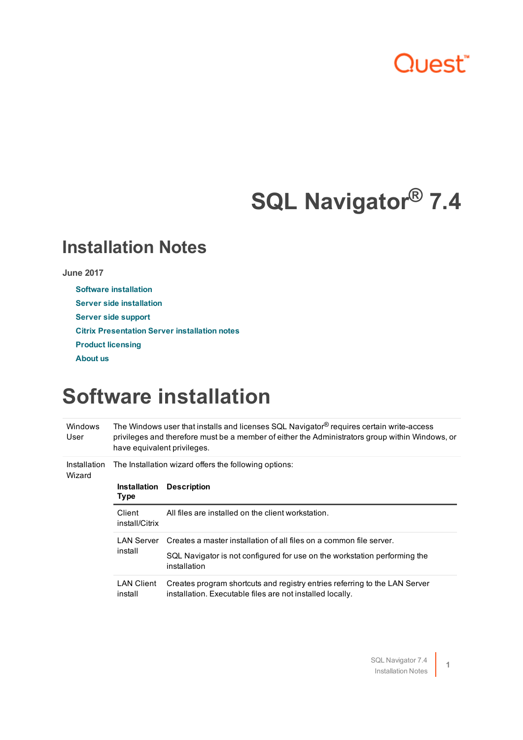Quest™

# SQL Navigator® 7.4

## Installation Notes

**June 2017**

- Software installation
- Server side installation
- Server side support
- Citrix Presentation Server installation notes
- Product licensing
- About us

# Software installation

| | |
|---|---|
| Windows User | The Windows user that installs and licenses SQL Navigator® requires certain write-access privileges and therefore must be a member of either the Administrators group within Windows, or have equivalent privileges. |
| Installation Wizard | The Installation wizard offers the following options: |

| Installation Type | Description |
|---|---|
| Client install/Citrix | All files are installed on the client workstation. |
| LAN Server install | Creates a master installation of all files on a common file server.<br><br>SQL Navigator is not configured for use on the workstation performing the installation |
| LAN Client install | Creates program shortcuts and registry entries referring to the LAN Server installation. Executable files are not installed locally. |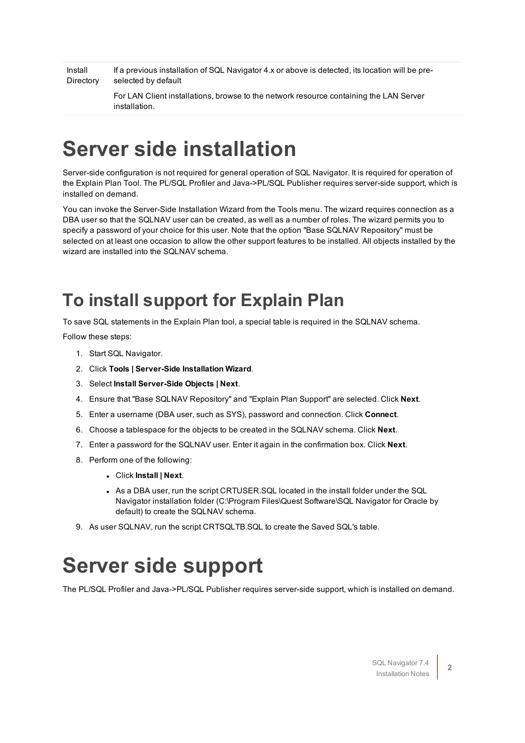| Install Directory | If a previous installation of SQL Navigator 4.x or above is detected, its location will be pre-selected by default<br><br>For LAN Client installations, browse to the network resource containing the LAN Server installation. |
|---|---|

# Server side installation

Server-side configuration is not required for general operation of SQL Navigator. It is required for operation of the Explain Plan Tool. The PL/SQL Profiler and Java->PL/SQL Publisher requires server-side support, which is installed on demand.

You can invoke the Server-Side Installation Wizard from the Tools menu. The wizard requires connection as a DBA user so that the SQLNAV user can be created, as well as a number of roles. The wizard permits you to specify a password of your choice for this user. Note that the option "Base SQLNAV Repository" must be selected on at least one occasion to allow the other support features to be installed. All objects installed by the wizard are installed into the SQLNAV schema.

## To install support for Explain Plan

To save SQL statements in the Explain Plan tool, a special table is required in the SQLNAV schema.

Follow these steps:

1. Start SQL Navigator.
2. Click **Tools | Server-Side Installation Wizard**.
3. Select **Install Server-Side Objects | Next**.
4. Ensure that "Base SQLNAV Repository" and "Explain Plan Support" are selected. Click **Next**.
5. Enter a username (DBA user, such as SYS), password and connection. Click **Connect**.
6. Choose a tablespace for the objects to be created in the SQLNAV schema. Click **Next**.
7. Enter a password for the SQLNAV user. Enter it again in the confirmation box. Click **Next**.
8. Perform one of the following:
   - Click **Install | Next**.
   - As a DBA user, run the script CRTUSER.SQL located in the install folder under the SQL Navigator installation folder (C:\Program Files\Quest Software\SQL Navigator for Oracle by default) to create the SQLNAV schema.
9. As user SQLNAV, run the script CRTSQLTB.SQL to create the Saved SQL's table.

# Server side support

The PL/SQL Profiler and Java->PL/SQL Publisher requires server-side support, which is installed on demand.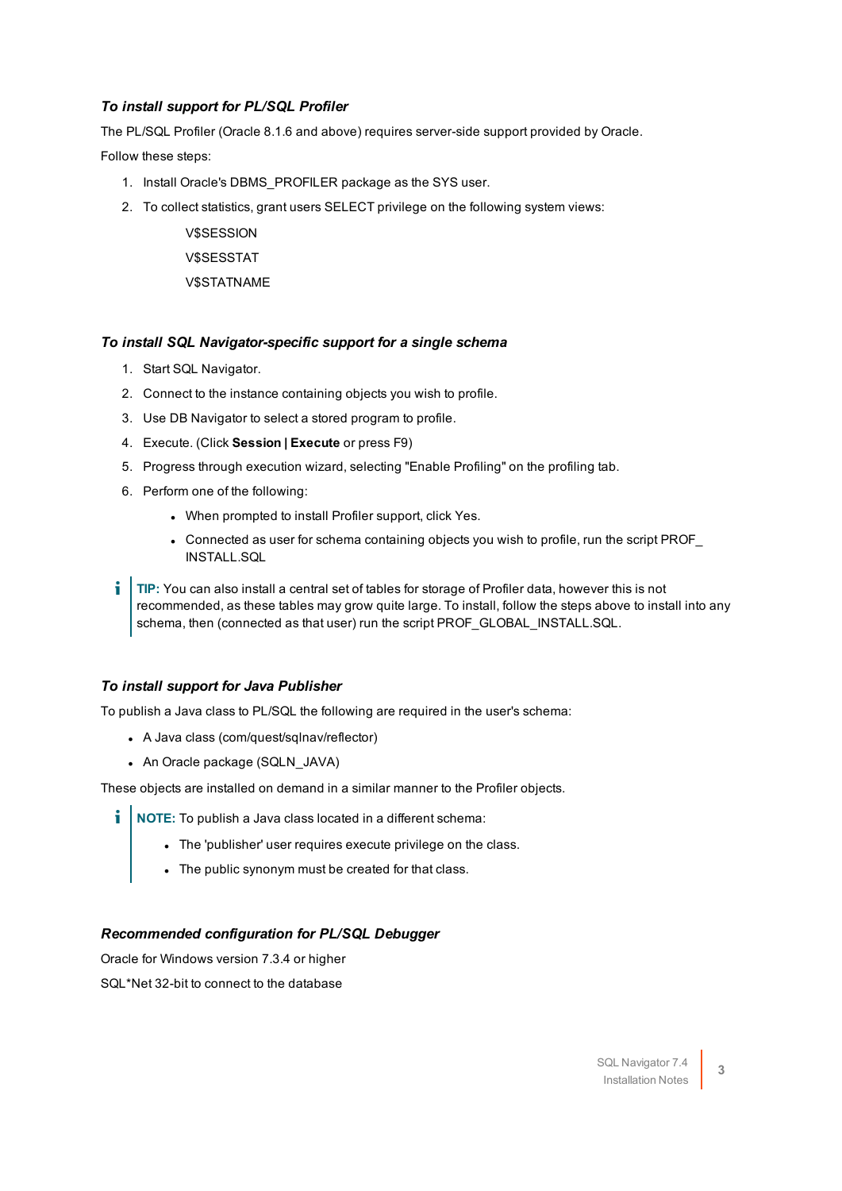### *To install support for PL/SQL Profiler*

The PL/SQL Profiler (Oracle 8.1.6 and above) requires server-side support provided by Oracle.

Follow these steps:

1. Install Oracle's DBMS_PROFILER package as the SYS user.
2. To collect statistics, grant users SELECT privilege on the following system views:

    V$SESSION

    V$SESSTAT

    V$STATNAME

### *To install SQL Navigator-specific support for a single schema*

1. Start SQL Navigator.
2. Connect to the instance containing objects you wish to profile.
3. Use DB Navigator to select a stored program to profile.
4. Execute. (Click **Session | Execute** or press F9)
5. Progress through execution wizard, selecting "Enable Profiling" on the profiling tab.
6. Perform one of the following:
    - When prompted to install Profiler support, click Yes.
    - Connected as user for schema containing objects you wish to profile, run the script PROF_INSTALL.SQL

> **TIP:** You can also install a central set of tables for storage of Profiler data, however this is not recommended, as these tables may grow quite large. To install, follow the steps above to install into any schema, then (connected as that user) run the script PROF_GLOBAL_INSTALL.SQL.

### *To install support for Java Publisher*

To publish a Java class to PL/SQL the following are required in the user's schema:

- A Java class (com/quest/sqlnav/reflector)
- An Oracle package (SQLN_JAVA)

These objects are installed on demand in a similar manner to the Profiler objects.

> **NOTE:** To publish a Java class located in a different schema:
>
> - The 'publisher' user requires execute privilege on the class.
> - The public synonym must be created for that class.

### *Recommended configuration for PL/SQL Debugger*

Oracle for Windows version 7.3.4 or higher

SQL*Net 32-bit to connect to the database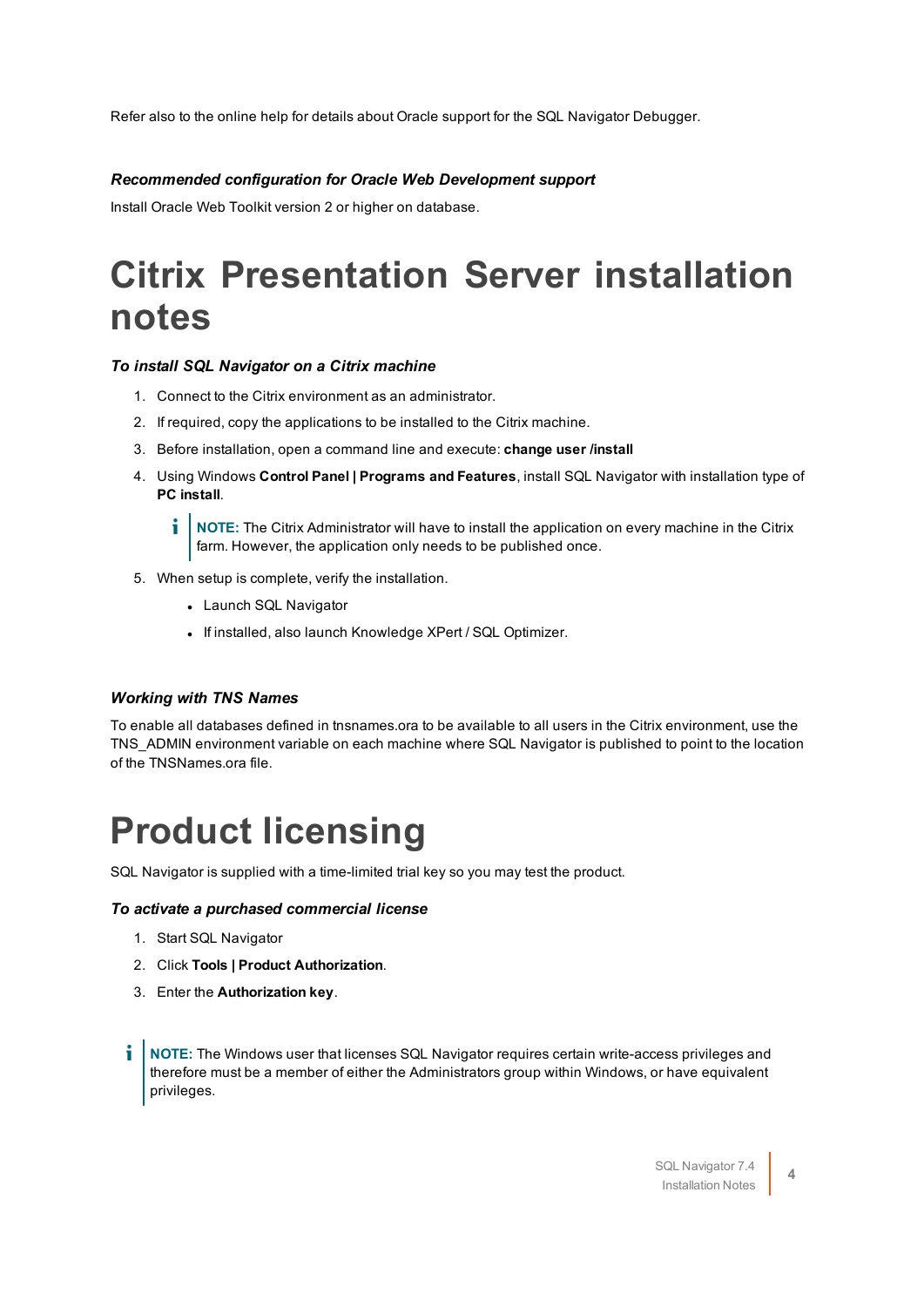Refer also to the online help for details about Oracle support for the SQL Navigator Debugger.

### *Recommended configuration for Oracle Web Development support*

Install Oracle Web Toolkit version 2 or higher on database.

# Citrix Presentation Server installation notes

### *To install SQL Navigator on a Citrix machine*

1. Connect to the Citrix environment as an administrator.
2. If required, copy the applications to be installed to the Citrix machine.
3. Before installation, open a command line and execute: **change user /install**
4. Using Windows **Control Panel | Programs and Features**, install SQL Navigator with installation type of **PC install**.

   > **NOTE:** The Citrix Administrator will have to install the application on every machine in the Citrix farm. However, the application only needs to be published once.

5. When setup is complete, verify the installation.
   - Launch SQL Navigator
   - If installed, also launch Knowledge XPert / SQL Optimizer.

### *Working with TNS Names*

To enable all databases defined in tnsnames.ora to be available to all users in the Citrix environment, use the TNS_ADMIN environment variable on each machine where SQL Navigator is published to point to the location of the TNSNames.ora file.

# Product licensing

SQL Navigator is supplied with a time-limited trial key so you may test the product.

### *To activate a purchased commercial license*

1. Start SQL Navigator
2. Click **Tools | Product Authorization**.
3. Enter the **Authorization key**.

> **NOTE:** The Windows user that licenses SQL Navigator requires certain write-access privileges and therefore must be a member of either the Administrators group within Windows, or have equivalent privileges.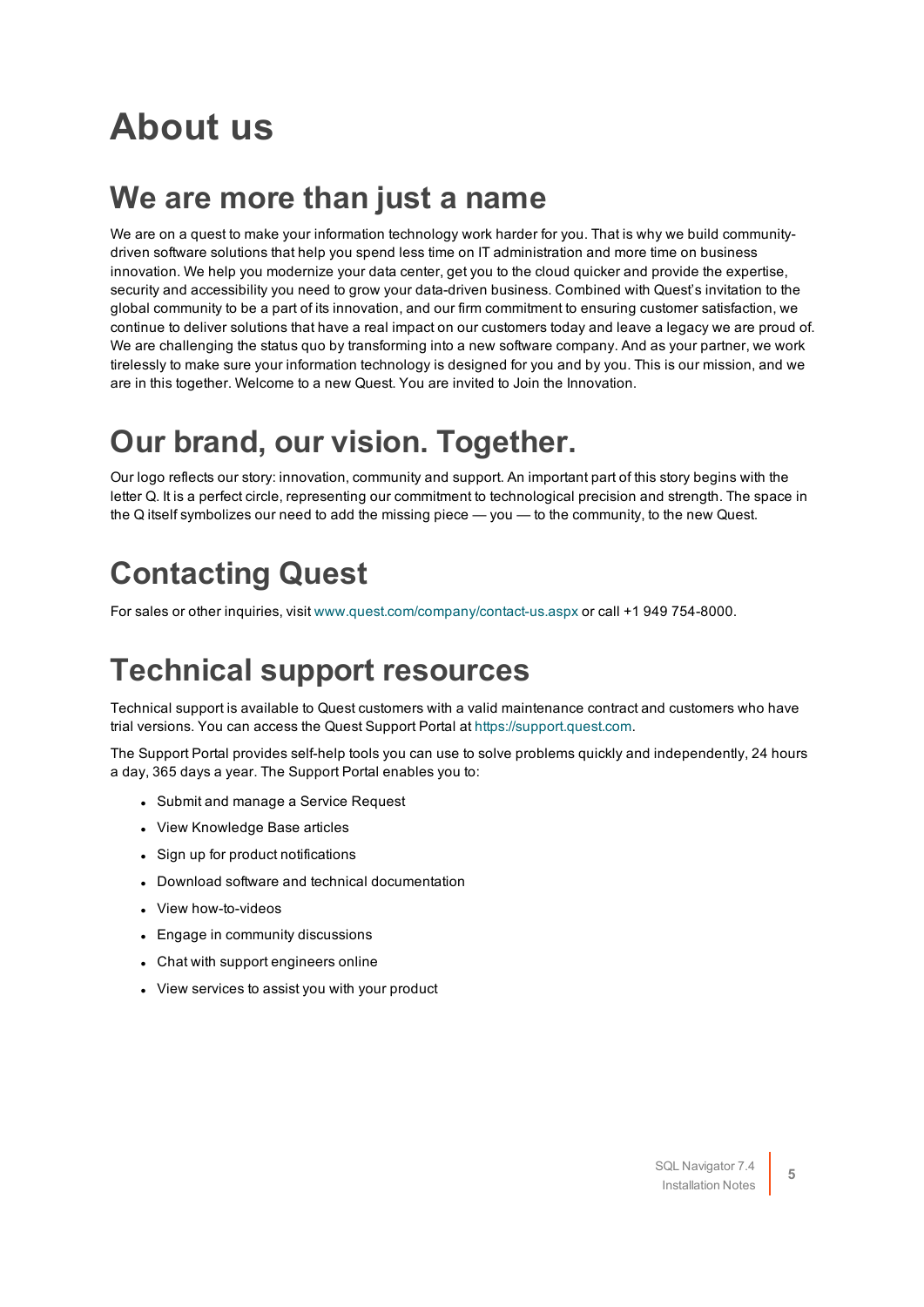# About us

## We are more than just a name

We are on a quest to make your information technology work harder for you. That is why we build community-driven software solutions that help you spend less time on IT administration and more time on business innovation. We help you modernize your data center, get you to the cloud quicker and provide the expertise, security and accessibility you need to grow your data-driven business. Combined with Quest's invitation to the global community to be a part of its innovation, and our firm commitment to ensuring customer satisfaction, we continue to deliver solutions that have a real impact on our customers today and leave a legacy we are proud of. We are challenging the status quo by transforming into a new software company. And as your partner, we work tirelessly to make sure your information technology is designed for you and by you. This is our mission, and we are in this together. Welcome to a new Quest. You are invited to Join the Innovation.

## Our brand, our vision. Together.

Our logo reflects our story: innovation, community and support. An important part of this story begins with the letter Q. It is a perfect circle, representing our commitment to technological precision and strength. The space in the Q itself symbolizes our need to add the missing piece — you — to the community, to the new Quest.

## Contacting Quest

For sales or other inquiries, visit www.quest.com/company/contact-us.aspx or call +1 949 754-8000.

## Technical support resources

Technical support is available to Quest customers with a valid maintenance contract and customers who have trial versions. You can access the Quest Support Portal at https://support.quest.com.

The Support Portal provides self-help tools you can use to solve problems quickly and independently, 24 hours a day, 365 days a year. The Support Portal enables you to:

- Submit and manage a Service Request
- View Knowledge Base articles
- Sign up for product notifications
- Download software and technical documentation
- View how-to-videos
- Engage in community discussions
- Chat with support engineers online
- View services to assist you with your product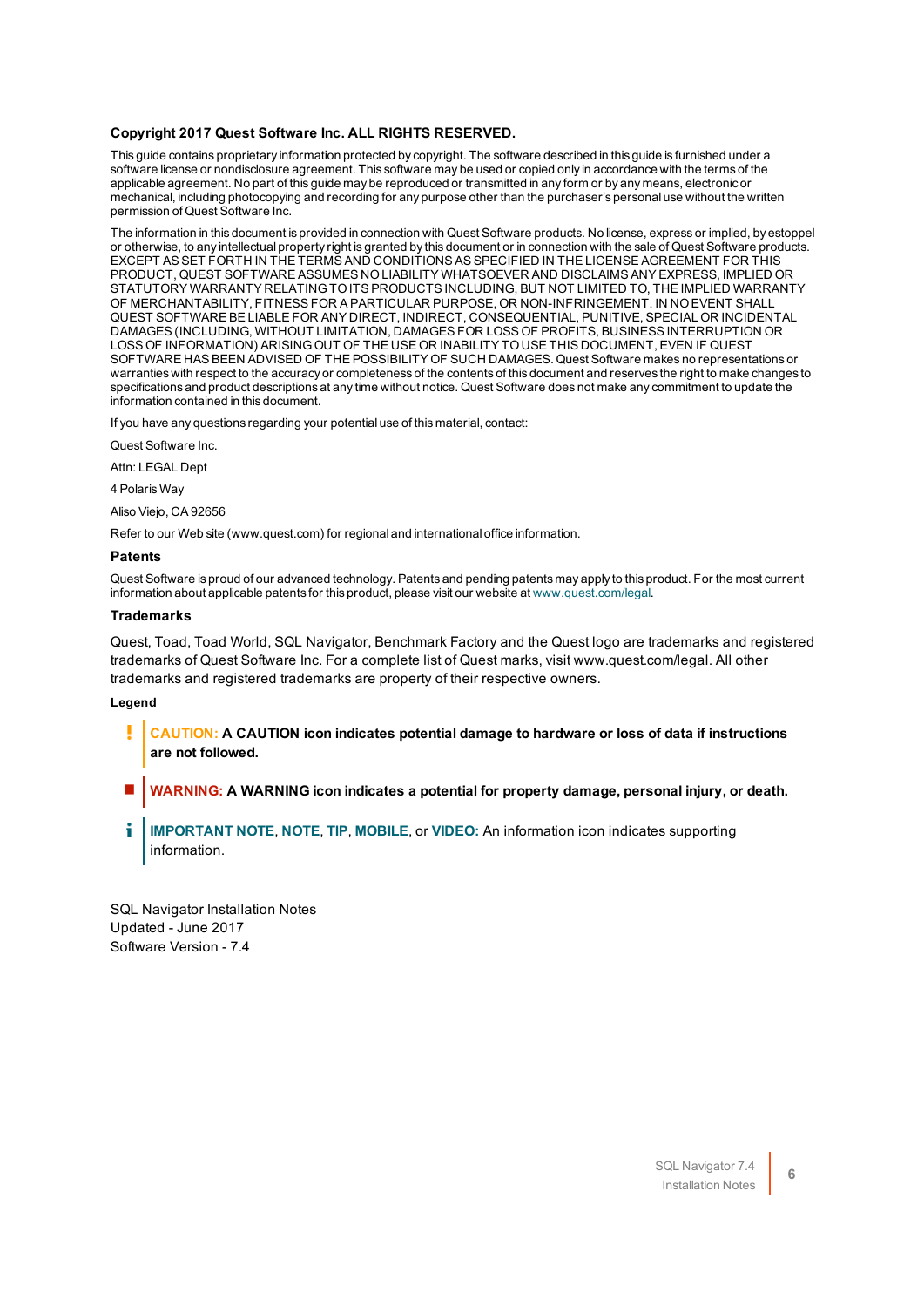**Copyright 2017 Quest Software Inc. ALL RIGHTS RESERVED.**

This guide contains proprietary information protected by copyright. The software described in this guide is furnished under a software license or nondisclosure agreement. This software may be used or copied only in accordance with the terms of the applicable agreement. No part of this guide may be reproduced or transmitted in any form or by any means, electronic or mechanical, including photocopying and recording for any purpose other than the purchaser's personal use without the written permission of Quest Software Inc.

The information in this document is provided in connection with Quest Software products. No license, express or implied, by estoppel or otherwise, to any intellectual property right is granted by this document or in connection with the sale of Quest Software products. EXCEPT AS SET FORTH IN THE TERMS AND CONDITIONS AS SPECIFIED IN THE LICENSE AGREEMENT FOR THIS PRODUCT, QUEST SOFTWARE ASSUMES NO LIABILITY WHATSOEVER AND DISCLAIMS ANY EXPRESS, IMPLIED OR STATUTORY WARRANTY RELATING TO ITS PRODUCTS INCLUDING, BUT NOT LIMITED TO, THE IMPLIED WARRANTY OF MERCHANTABILITY, FITNESS FOR A PARTICULAR PURPOSE, OR NON-INFRINGEMENT. IN NO EVENT SHALL QUEST SOFTWARE BE LIABLE FOR ANY DIRECT, INDIRECT, CONSEQUENTIAL, PUNITIVE, SPECIAL OR INCIDENTAL DAMAGES (INCLUDING, WITHOUT LIMITATION, DAMAGES FOR LOSS OF PROFITS, BUSINESS INTERRUPTION OR LOSS OF INFORMATION) ARISING OUT OF THE USE OR INABILITY TO USE THIS DOCUMENT, EVEN IF QUEST SOFTWARE HAS BEEN ADVISED OF THE POSSIBILITY OF SUCH DAMAGES. Quest Software makes no representations or warranties with respect to the accuracy or completeness of the contents of this document and reserves the right to make changes to specifications and product descriptions at any time without notice. Quest Software does not make any commitment to update the information contained in this document.

If you have any questions regarding your potential use of this material, contact:

Quest Software Inc.

Attn: LEGAL Dept

4 Polaris Way

Aliso Viejo, CA 92656

Refer to our Web site (www.quest.com) for regional and international office information.

### Patents

Quest Software is proud of our advanced technology. Patents and pending patents may apply to this product. For the most current information about applicable patents for this product, please visit our website at www.quest.com/legal.

### Trademarks

Quest, Toad, Toad World, SQL Navigator, Benchmark Factory and the Quest logo are trademarks and registered trademarks of Quest Software Inc. For a complete list of Quest marks, visit www.quest.com/legal. All other trademarks and registered trademarks are property of their respective owners.

#### Legend

**CAUTION: A CAUTION icon indicates potential damage to hardware or loss of data if instructions are not followed.**

**WARNING: A WARNING icon indicates a potential for property damage, personal injury, or death.**

**IMPORTANT NOTE**, **NOTE**, **TIP**, **MOBILE**, or **VIDEO:** An information icon indicates supporting information.

SQL Navigator Installation Notes
Updated - June 2017
Software Version - 7.4